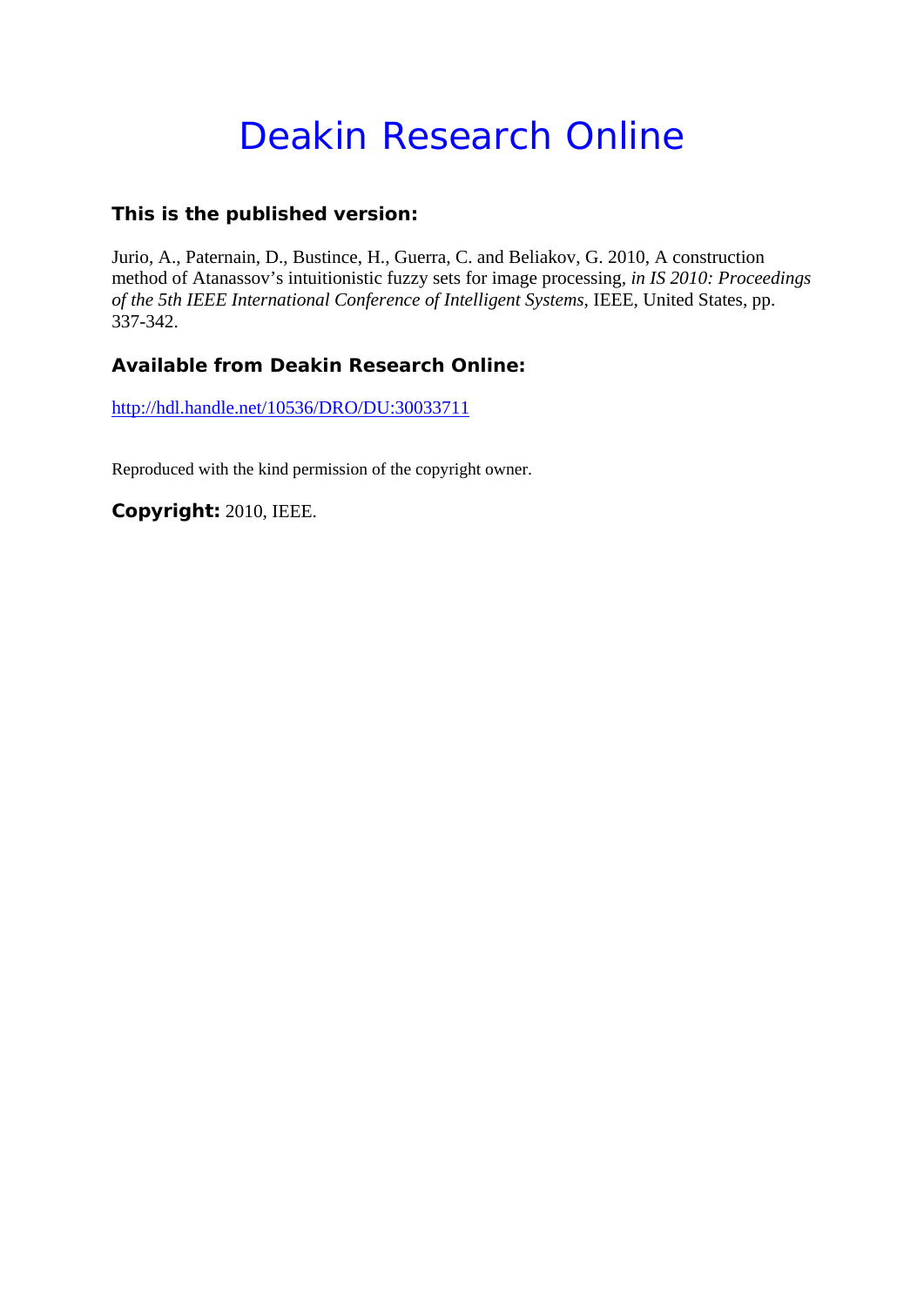# Deakin Research Online

### This is the published version:

Jurio, A., Paternain, D., Bustince, H., Guerra, C. and Beliakov, G. 2010, A construction method of Atanassov's intuitionistic fuzzy sets for image processing, *in IS 2010: Proceedings of the 5th IEEE International Conference of Intelligent Systems*, IEEE, United States, pp. 337-342.

### Available from Deakin Research Online:

http://hdl.handle.net/10536/DRO/DU:30033711

Reproduced with the kind permission of the copyright owner.

**Copyright:** 2010, IEEE.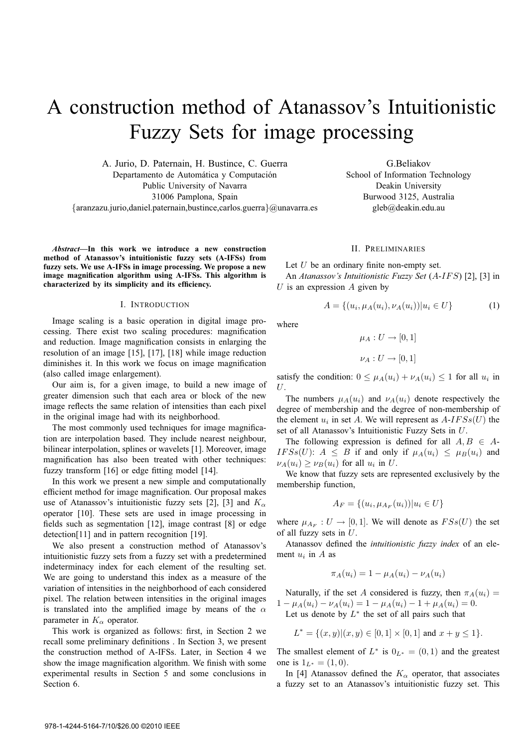# A construction method of Atanassov's Intuitionistic Fuzzy Sets for image processing

A. Jurio, D. Paternain, H. Bustince, C. Guerra
Departamento de Automática y Computación
Public University of Navarra
31006 Pamplona, Spain
{aranzazu.jurio,daniel.paternain,bustince,carlos.guerra}@unavarra.es

G.Beliakov
School of Information Technology
Deakin University
Burwood 3125, Australia
gleb@deakin.edu.au

***Abstract*—In this work we introduce a new construction method of Atanassov's intuitionistic fuzzy sets (A-IFSs) from fuzzy sets. We use A-IFSs in image processing. We propose a new image magnification algorithm using A-IFSs. This algorithm is characterized by its simplicity and its efficiency.**

## I. Introduction

Image scaling is a basic operation in digital image processing. There exist two scaling procedures: magnification and reduction. Image magnification consists in enlarging the resolution of an image [15], [17], [18] while image reduction diminishes it. In this work we focus on image magnification (also called image enlargement).

Our aim is, for a given image, to build a new image of greater dimension such that each area or block of the new image reflects the same relation of intensities than each pixel in the original image had with its neighborhood.

The most commonly used techniques for image magnification are interpolation based. They include nearest neighbour, bilinear interpolation, splines or wavelets [1]. Moreover, image magnification has also been treated with other techniques: fuzzy transform [16] or edge fitting model [14].

In this work we present a new simple and computationally efficient method for image magnification. Our proposal makes use of Atanassov's intuitionistic fuzzy sets [2], [3] and $K_\alpha$ operator [10]. These sets are used in image processing in fields such as segmentation [12], image contrast [8] or edge detection[11] and in pattern recognition [19].

We also present a construction method of Atanassov's intuitionistic fuzzy sets from a fuzzy set with a predetermined indeterminacy index for each element of the resulting set. We are going to understand this index as a measure of the variation of intensities in the neighborhood of each considered pixel. The relation between intensities in the original images is translated into the amplified image by means of the $\alpha$ parameter in $K_\alpha$ operator.

This work is organized as follows: first, in Section 2 we recall some preliminary definitions . In Section 3, we present the construction method of A-IFSs. Later, in Section 4 we show the image magnification algorithm. We finish with some experimental results in Section 5 and some conclusions in Section 6.

## II. Preliminaries

Let $U$ be an ordinary finite non-empty set.

An *Atanassov's Intuitionistic Fuzzy Set* ($A$-$IFS$) [2], [3] in $U$ is an expression $A$ given by

$$A = \{(u_i, \mu_A(u_i), \nu_A(u_i)) | u_i \in U\} \qquad (1)$$

where

$$\mu_A : U \to [0,1]$$

$$\nu_A : U \to [0,1]$$

satisfy the condition: $0 \leq \mu_A(u_i) + \nu_A(u_i) \leq 1$ for all $u_i$ in $U$.

The numbers $\mu_A(u_i)$ and $\nu_A(u_i)$ denote respectively the degree of membership and the degree of non-membership of the element $u_i$ in set $A$. We will represent as $A$-$IFSs(U)$ the set of all Atanassov's Intuitionistic Fuzzy Sets in $U$.

The following expression is defined for all $A, B \in A$-$IFSs(U)$: $A \leq B$ if and only if $\mu_A(u_i) \leq \mu_B(u_i)$ and $\nu_A(u_i) \geq \nu_B(u_i)$ for all $u_i$ in $U$.

We know that fuzzy sets are represented exclusively by the membership function,

$$A_F = \{(u_i, \mu_{A_F}(u_i)) | u_i \in U\}$$

where $\mu_{A_F} : U \to [0,1]$. We will denote as $FSs(U)$ the set of all fuzzy sets in $U$.

Atanassov defined the *intuitionistic fuzzy index* of an element $u_i$ in $A$ as

$$\pi_A(u_i) = 1 - \mu_A(u_i) - \nu_A(u_i)$$

Naturally, if the set $A$ considered is fuzzy, then $\pi_A(u_i) = 1 - \mu_A(u_i) - \nu_A(u_i) = 1 - \mu_A(u_i) - 1 + \mu_A(u_i) = 0$.

Let us denote by $L^*$ the set of all pairs such that

$$L^* = \{(x,y) | (x,y) \in [0,1] \times [0,1] \text{ and } x + y \leq 1\}.$$

The smallest element of $L^*$ is $0_{L^*} = (0,1)$ and the greatest one is $1_{L^*} = (1,0)$.

In [4] Atanassov defined the $K_\alpha$ operator, that associates a fuzzy set to an Atanassov's intuitionistic fuzzy set. This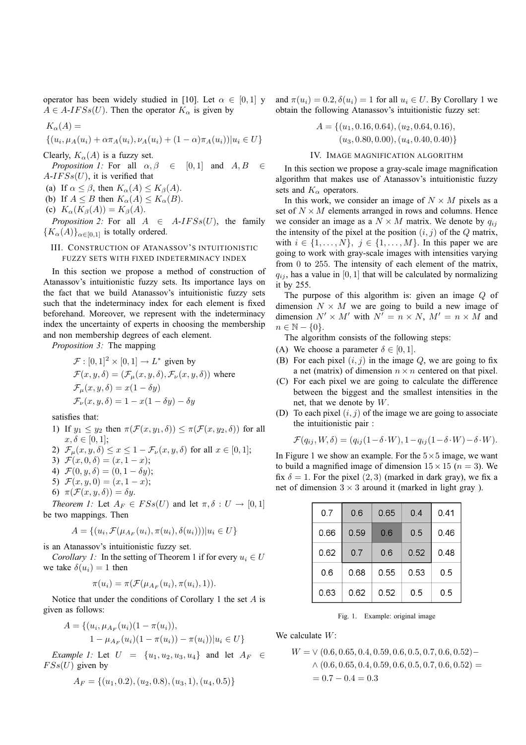operator has been widely studied in [10]. Let $\alpha \in [0,1]$ y $A \in A\text{-}IFSs(U)$. Then the operator $K_\alpha$ is given by

$$K_\alpha(A) =$$
$$\{(u_i, \mu_A(u_i) + \alpha\pi_A(u_i), \nu_A(u_i) + (1-\alpha)\pi_A(u_i))|u_i \in U\}$$

Clearly, $K_\alpha(A)$ is a fuzzy set.

*Proposition 1:* For all $\alpha, \beta \in [0,1]$ and $A, B \in A\text{-}IFSs(U)$, it is verified that

(a) If $\alpha \leq \beta$, then $K_\alpha(A) \leq K_\beta(A)$.
(b) If $A \leq B$ then $K_\alpha(A) \leq K_\alpha(B)$.
(c) $K_\alpha(K_\beta(A)) = K_\beta(A)$.

*Proposition 2:* For all $A \in A\text{-}IFSs(U)$, the family $\{K_\alpha(A)\}_{\alpha\in[0,1]}$ is totally ordered.

## III. Construction of Atanassov's intuitionistic fuzzy sets with fixed indeterminacy index

In this section we propose a method of construction of Atanassov's intuitionistic fuzzy sets. Its importance lays on the fact that we build Atanassov's intuitionistic fuzzy sets such that the indeterminacy index for each element is fixed beforehand. Moreover, we represent with the indeterminacy index the uncertainty of experts in choosing the membership and non membership degrees of each element.

*Proposition 3:* The mapping

$$\mathcal{F} : [0,1]^2 \times [0,1] \to L^* \text{ given by}$$
$$\mathcal{F}(x,y,\delta) = (\mathcal{F}_\mu(x,y,\delta), \mathcal{F}_\nu(x,y,\delta)) \text{ where}$$
$$\mathcal{F}_\mu(x,y,\delta) = x(1-\delta y)$$
$$\mathcal{F}_\nu(x,y,\delta) = 1 - x(1-\delta y) - \delta y$$

satisfies that:

1) If $y_1 \leq y_2$ then $\pi(\mathcal{F}(x,y_1,\delta)) \leq \pi(\mathcal{F}(x,y_2,\delta))$ for all $x, \delta \in [0,1]$;
2) $\mathcal{F}_\mu(x,y,\delta) \leq x \leq 1 - \mathcal{F}_\nu(x,y,\delta)$ for all $x \in [0,1]$;
3) $\mathcal{F}(x,0,\delta) = (x, 1-x)$;
4) $\mathcal{F}(0,y,\delta) = (0, 1-\delta y)$;
5) $\mathcal{F}(x,y,0) = (x, 1-x)$;
6) $\pi(\mathcal{F}(x,y,\delta)) = \delta y$.

*Theorem 1:* Let $A_F \in FSs(U)$ and let $\pi, \delta : U \to [0,1]$ be two mappings. Then

$$A = \{(u_i, \mathcal{F}(\mu_{A_F}(u_i), \pi(u_i), \delta(u_i)))|u_i \in U\}$$

is an Atanassov's intuitionistic fuzzy set.

*Corollary 1:* In the setting of Theorem 1 if for every $u_i \in U$ we take $\delta(u_i) = 1$ then

$$\pi(u_i) = \pi(\mathcal{F}(\mu_{A_F}(u_i), \pi(u_i), 1)).$$

Notice that under the conditions of Corollary 1 the set $A$ is given as follows:

$$A = \{(u_i, \mu_{A_F}(u_i)(1-\pi(u_i)),$$
$$1 - \mu_{A_F}(u_i)(1-\pi(u_i)) - \pi(u_i))|u_i \in U\}$$

*Example 1:* Let $U = \{u_1, u_2, u_3, u_4\}$ and let $A_F \in FSs(U)$ given by

$$A_F = \{(u_1, 0.2), (u_2, 0.8), (u_3, 1), (u_4, 0.5)\}$$

and $\pi(u_i) = 0.2, \delta(u_i) = 1$ for all $u_i \in U$. By Corollary 1 we obtain the following Atanassov's intuitionistic fuzzy set:

$$A = \{(u_1, 0.16, 0.64), (u_2, 0.64, 0.16),$$
$$(u_3, 0.80, 0.00), (u_4, 0.40, 0.40)\}$$

## IV. Image magnification algorithm

In this section we propose a gray-scale image magnification algorithm that makes use of Atanassov's intuitionistic fuzzy sets and $K_\alpha$ operators.

In this work, we consider an image of $N \times M$ pixels as a set of $N \times M$ elements arranged in rows and columns. Hence we consider an image as a $N \times M$ matrix. We denote by $q_{ij}$ the intensity of the pixel at the position $(i,j)$ of the $Q$ matrix, with $i \in \{1, \ldots, N\}$, $j \in \{1, \ldots, M\}$. In this paper we are going to work with gray-scale images with intensities varying from 0 to 255. The intensity of each element of the matrix, $q_{ij}$, has a value in $[0,1]$ that will be calculated by normalizing it by 255.

The purpose of this algorithm is: given an image $Q$ of dimension $N \times M$ we are going to build a new image of dimension $N' \times M'$ with $N' = n \times N$, $M' = n \times M$ and $n \in \mathbb{N} - \{0\}$.

The algorithm consists of the following steps:

(A) We choose a parameter $\delta \in [0,1]$.
(B) For each pixel $(i,j)$ in the image $Q$, we are going to fix a net (matrix) of dimension $n \times n$ centered on that pixel.
(C) For each pixel we are going to calculate the difference between the biggest and the smallest intensities in the net, that we denote by $W$.
(D) To each pixel $(i,j)$ of the image we are going to associate the intuitionistic pair :

$$\mathcal{F}(q_{ij}, W, \delta) = (q_{ij}(1-\delta \cdot W), 1 - q_{ij}(1-\delta \cdot W) - \delta \cdot W).$$

In Figure 1 we show an example. For the $5 \times 5$ image, we want to build a magnified image of dimension $15 \times 15$ ($n = 3$). We fix $\delta = 1$. For the pixel $(2,3)$ (marked in dark gray), we fix a net of dimension $3 \times 3$ around it (marked in light gray ).

| | | | | |
|---|---|---|---|---|
| 0.7 | 0.6 | 0.65 | 0.4 | 0.41 |
| 0.66 | 0.59 | 0.6 | 0.5 | 0.46 |
| 0.62 | 0.7 | 0.6 | 0.52 | 0.48 |
| 0.6 | 0.68 | 0.55 | 0.53 | 0.5 |
| 0.63 | 0.62 | 0.52 | 0.5 | 0.5 |

Fig. 1. Example: original image

We calculate $W$:

$$W = \vee(0.6, 0.65, 0.4, 0.59, 0.6, 0.5, 0.7, 0.6, 0.52) -$$
$$\wedge(0.6, 0.65, 0.4, 0.59, 0.6, 0.5, 0.7, 0.6, 0.52) =$$
$$= 0.7 - 0.4 = 0.3$$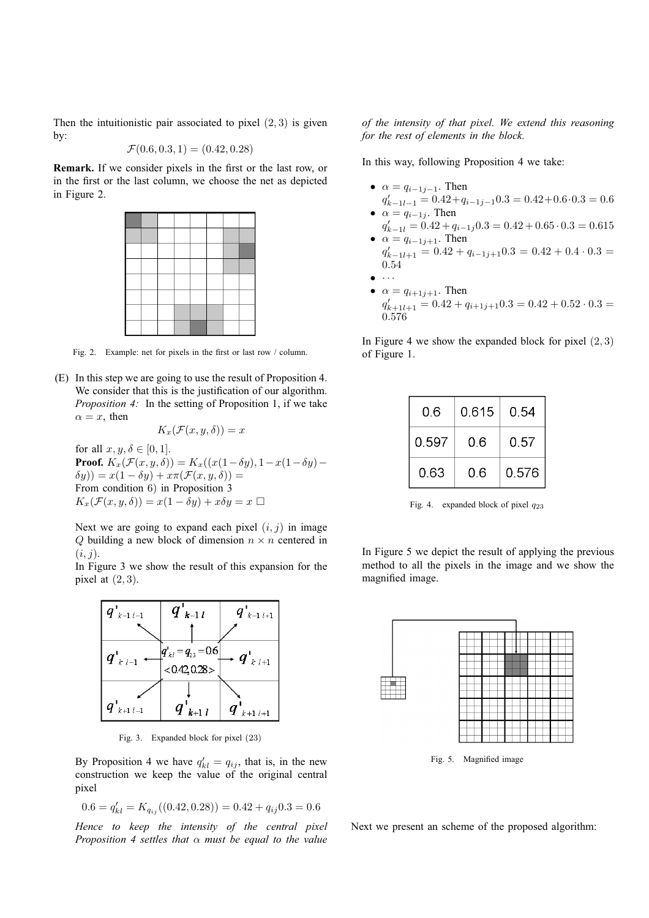Then the intuitionistic pair associated to pixel $(2,3)$ is given by:

$$\mathcal{F}(0.6, 0.3, 1) = (0.42, 0.28)$$

**Remark.** If we consider pixels in the first or the last row, or in the first or the last column, we choose the net as depicted in Figure 2.

Fig. 2. Example: net for pixels in the first or last row / column.

(E) In this step we are going to use the result of Proposition 4. We consider that this is the justification of our algorithm.
*Proposition 4:* In the setting of Proposition 1, if we take $\alpha = x$, then

$$K_x(\mathcal{F}(x, y, \delta)) = x$$

for all $x, y, \delta \in [0,1]$.
**Proof.** $K_x(\mathcal{F}(x, y, \delta)) = K_x((x(1-\delta y), 1-x(1-\delta y)-\delta y)) = x(1-\delta y) + x\pi(\mathcal{F}(x, y, \delta)) =$
From condition 6) in Proposition 3
$K_x(\mathcal{F}(x, y, \delta)) = x(1-\delta y) + x\delta y = x$ □

Next we are going to expand each pixel $(i,j)$ in image $Q$ building a new block of dimension $n \times n$ centered in $(i,j)$.
In Figure 3 we show the result of this expansion for the pixel at $(2,3)$.

Fig. 3. Expanded block for pixel $(23)$

By Proposition 4 we have $q'_{kl} = q_{ij}$, that is, in the new construction we keep the value of the original central pixel

$$0.6 = q'_{kl} = K_{q_{ij}}((0.42, 0.28)) = 0.42 + q_{ij}0.3 = 0.6$$

*Hence to keep the intensity of the central pixel Proposition 4 settles that* $\alpha$ *must be equal to the value of the intensity of that pixel. We extend this reasoning for the rest of elements in the block.*

In this way, following Proposition 4 we take:

- $\alpha = q_{i-1j-1}$. Then $q'_{k-1l-1} = 0.42 + q_{i-1j-1}0.3 = 0.42 + 0.6 \cdot 0.3 = 0.6$
- $\alpha = q_{i-1j}$. Then $q'_{k-1l} = 0.42 + q_{i-1j}0.3 = 0.42 + 0.65 \cdot 0.3 = 0.615$
- $\alpha = q_{i-1j+1}$. Then $q'_{k-1l+1} = 0.42 + q_{i-1j+1}0.3 = 0.42 + 0.4 \cdot 0.3 = 0.54$
- $\cdots$
- $\alpha = q_{i+1j+1}$. Then $q'_{k+1l+1} = 0.42 + q_{i+1j+1}0.3 = 0.42 + 0.52 \cdot 0.3 = 0.576$

In Figure 4 we show the expanded block for pixel $(2,3)$ of Figure 1.

| 0.6 | 0.615 | 0.54 |
|---|---|---|
| 0.597 | 0.6 | 0.57 |
| 0.63 | 0.6 | 0.576 |

Fig. 4. expanded block of pixel $q_{23}$

In Figure 5 we depict the result of applying the previous method to all the pixels in the image and we show the magnified image.

Fig. 5. Magnified image

Next we present an scheme of the proposed algorithm: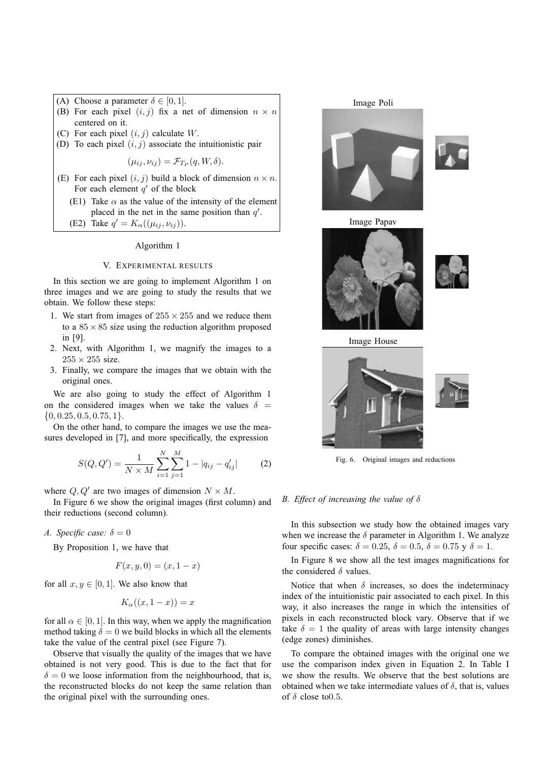(A) Choose a parameter $\delta \in [0, 1]$.
(B) For each pixel $(i, j)$ fix a net of dimension $n \times n$ centered on it.
(C) For each pixel $(i, j)$ calculate $W$.
(D) To each pixel $(i, j)$ associate the intuitionistic pair

$$(\mu_{ij}, \nu_{ij}) = \mathcal{F}_{T_P}(q, W, \delta).$$

(E) For each pixel $(i, j)$ build a block of dimension $n \times n$. For each element $q'$ of the block
  - (E1) Take $\alpha$ as the value of the intensity of the element placed in the net in the same position than $q'$.
  - (E2) Take $q' = K_\alpha((\mu_{ij}, \nu_{ij}))$.

Algorithm 1

## V. Experimental results

In this section we are going to implement Algorithm 1 on three images and we are going to study the results that we obtain. We follow these steps:

1. We start from images of $255 \times 255$ and we reduce them to a $85 \times 85$ size using the reduction algorithm proposed in [9].
2. Next, with Algorithm 1, we magnify the images to a $255 \times 255$ size.
3. Finally, we compare the images that we obtain with the original ones.

We are also going to study the effect of Algorithm 1 on the considered images when we take the values $\delta = \{0, 0.25, 0.5, 0.75, 1\}$.

On the other hand, to compare the images we use the measures developed in [7], and more specifically, the expression

$$S(Q, Q') = \frac{1}{N \times M} \sum_{i=1}^{N} \sum_{j=1}^{M} 1 - |q_{ij} - q'_{ij}| \qquad (2)$$

where $Q, Q'$ are two images of dimension $N \times M$.

In Figure 6 we show the original images (first column) and their reductions (second column).

Image Poli

Image Papav

Image House

Fig. 6. Original images and reductions

### A. Specific case: $\delta = 0$

By Proposition 1, we have that

$$F(x, y, 0) = (x, 1 - x)$$

for all $x, y \in [0, 1]$. We also know that

$$K_\alpha((x, 1 - x)) = x$$

for all $\alpha \in [0, 1]$. In this way, when we apply the magnification method taking $\delta = 0$ we build blocks in which all the elements take the value of the central pixel (see Figure 7).

Observe that visually the quality of the images that we have obtained is not very good. This is due to the fact that for $\delta = 0$ we loose information from the neighbourhood, that is, the reconstructed blocks do not keep the same relation than the original pixel with the surrounding ones.

### B. Effect of increasing the value of $\delta$

In this subsection we study how the obtained images vary when we increase the $\delta$ parameter in Algorithm 1. We analyze four specific cases: $\delta = 0.25$, $\delta = 0.5$, $\delta = 0.75$ y $\delta = 1$.

In Figure 8 we show all the test images magnifications for the considered $\delta$ values.

Notice that when $\delta$ increases, so does the indeterminacy index of the intuitionistic pair associated to each pixel. In this way, it also increases the range in which the intensities of pixels in each reconstructed block vary. Observe that if we take $\delta = 1$ the quality of areas with large intensity changes (edge zones) diminishes.

To compare the obtained images with the original one we use the comparison index given in Equation 2. In Table I we show the results. We observe that the best solutions are obtained when we take intermediate values of $\delta$, that is, values of $\delta$ close to0.5.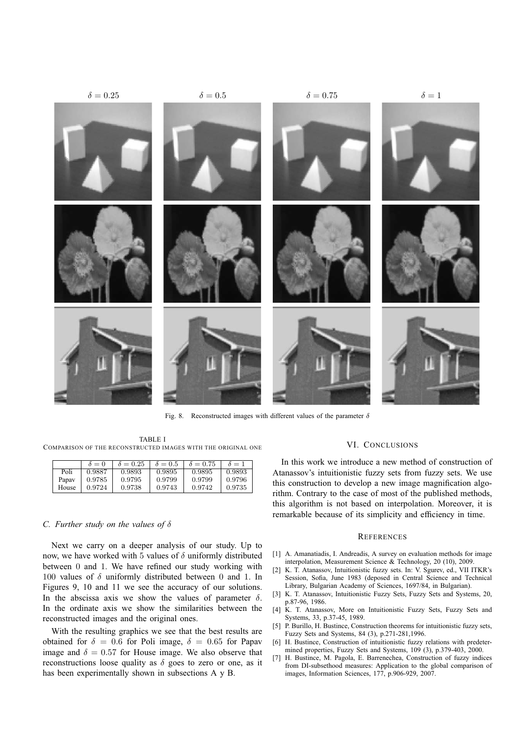$\delta = 0.25$ $\delta = 0.5$ $\delta = 0.75$ $\delta = 1$

Fig. 8. Reconstructed images with different values of the parameter $\delta$

TABLE I
COMPARISON OF THE RECONSTRUCTED IMAGES WITH THE ORIGINAL ONE

| | $\delta = 0$ | $\delta = 0.25$ | $\delta = 0.5$ | $\delta = 0.75$ | $\delta = 1$ |
|---|---|---|---|---|---|
| Poli | 0.9887 | 0.9893 | 0.9895 | 0.9895 | 0.9893 |
| Papav | 0.9785 | 0.9795 | 0.9799 | 0.9799 | 0.9796 |
| House | 0.9724 | 0.9738 | 0.9743 | 0.9742 | 0.9735 |

### C. Further study on the values of $\delta$

Next we carry on a deeper analysis of our study. Up to now, we have worked with 5 values of $\delta$ uniformly distributed between 0 and 1. We have refined our study working with 100 values of $\delta$ uniformly distributed between 0 and 1. In Figures 9, 10 and 11 we see the accuracy of our solutions. In the abscissa axis we show the values of parameter $\delta$. In the ordinate axis we show the similarities between the reconstructed images and the original ones.

With the resulting graphics we see that the best results are obtained for $\delta = 0.6$ for Poli image, $\delta = 0.65$ for Papav image and $\delta = 0.57$ for House image. We also observe that reconstructions loose quality as $\delta$ goes to zero or one, as it has been experimentally shown in subsections A y B.

## VI. CONCLUSIONS

In this work we introduce a new method of construction of Atanassov's intuitionistic fuzzy sets from fuzzy sets. We use this construction to develop a new image magnification algorithm. Contrary to the case of most of the published methods, this algorithm is not based on interpolation. Moreover, it is remarkable because of its simplicity and efficiency in time.

## REFERENCES

[1] A. Amanatiadis, I. Andreadis, A survey on evaluation methods for image interpolation, Measurement Science & Technology, 20 (10), 2009.

[2] K. T. Atanassov, Intuitionistic fuzzy sets. In: V. Sgurev, ed., VII ITKR's Session, Sofia, June 1983 (deposed in Central Science and Technical Library, Bulgarian Academy of Sciences, 1697/84, in Bulgarian).

[3] K. T. Atanassov, Intuitionistic Fuzzy Sets, Fuzzy Sets and Systems, 20, p.87-96, 1986.

[4] K. T. Atanassov, More on Intuitionistic Fuzzy Sets, Fuzzy Sets and Systems, 33, p.37-45, 1989.

[5] P. Burillo, H. Bustince, Construction theorems for intuitionistic fuzzy sets, Fuzzy Sets and Systems, 84 (3), p.271-281,1996.

[6] H. Bustince, Construction of intuitionistic fuzzy relations with predetermined properties, Fuzzy Sets and Systems, 109 (3), p.379-403, 2000.

[7] H. Bustince, M. Pagola, E. Barrenechea, Construction of fuzzy indices from DI-subsethood measures: Application to the global comparison of images, Information Sciences, 177, p.906-929, 2007.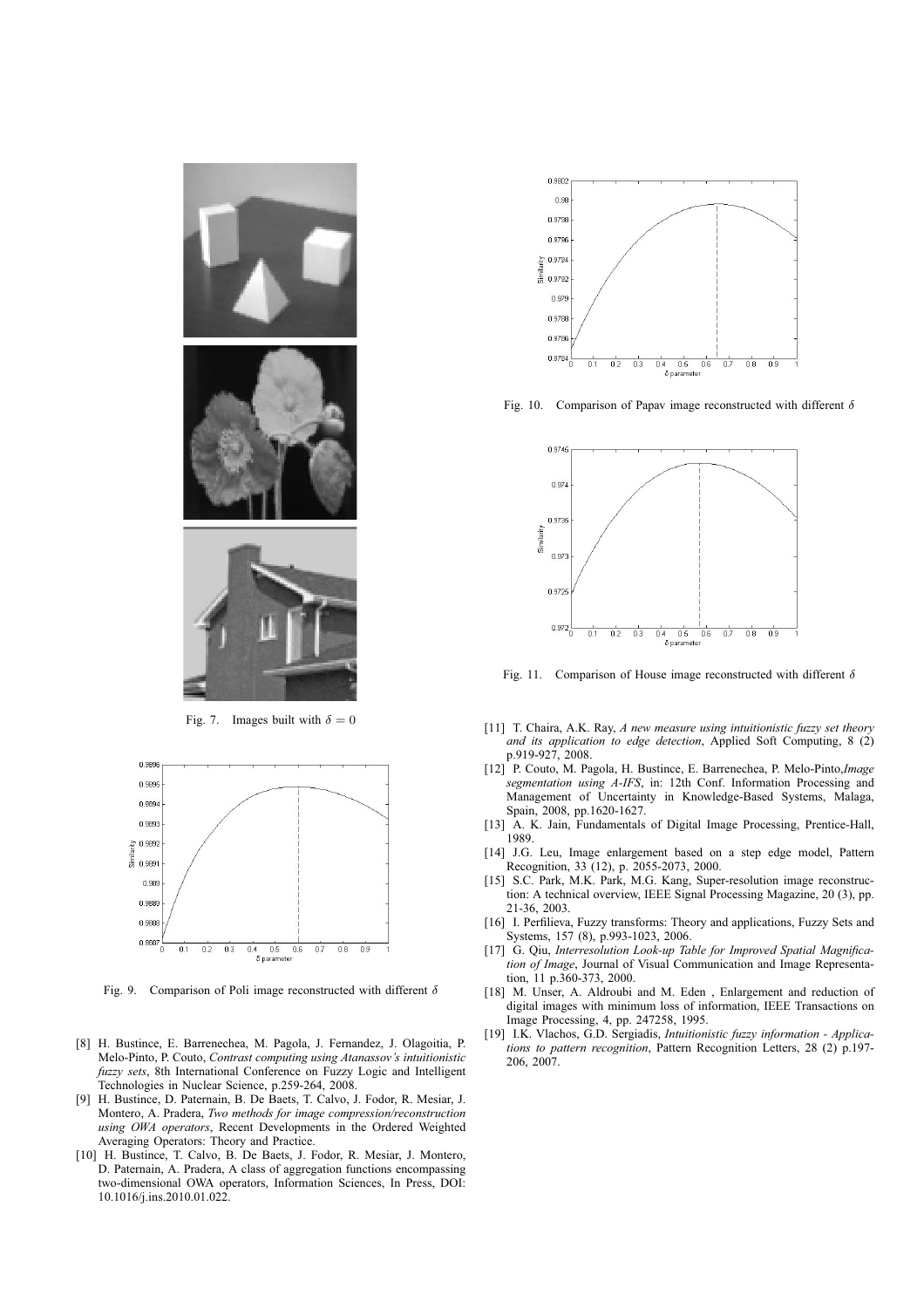Fig. 7. Images built with $\delta = 0$

0.9896
0.9895
0.9894
0.9893
0.9892
0.9891
0.989
0.9889
0.9888
0.9887
Similarity
0 0.1 0.2 0.3 0.4 0.5 0.6 0.7 0.8 0.9 1
$\delta$ parameter

Fig. 9. Comparison of Poli image reconstructed with different $\delta$

0.9802
0.98
0.9798
0.9796
0.9794
0.9792
0.979
0.9788
0.9786
0.9784
Similarity
0 0.1 0.2 0.3 0.4 0.5 0.6 0.7 0.8 0.9 1
$\delta$ parameter

Fig. 10. Comparison of Papav image reconstructed with different $\delta$

0.9745
0.974
0.9735
0.973
0.9725
0.972
Similarity
0 0.1 0.2 0.3 0.4 0.5 0.6 0.7 0.8 0.9 1
$\delta$ parameter

Fig. 11. Comparison of House image reconstructed with different $\delta$

[8] H. Bustince, E. Barrenechea, M. Pagola, J. Fernandez, J. Olagoitia, P. Melo-Pinto, P. Couto, *Contrast computing using Atanassov's intuitionistic fuzzy sets*, 8th International Conference on Fuzzy Logic and Intelligent Technologies in Nuclear Science, p.259-264, 2008.

[9] H. Bustince, D. Paternain, B. De Baets, T. Calvo, J. Fodor, R. Mesiar, J. Montero, A. Pradera, *Two methods for image compression/reconstruction using OWA operators*, Recent Developments in the Ordered Weighted Averaging Operators: Theory and Practice.

[10] H. Bustince, T. Calvo, B. De Baets, J. Fodor, R. Mesiar, J. Montero, D. Paternain, A. Pradera, A class of aggregation functions encompassing two-dimensional OWA operators, Information Sciences, In Press, DOI: 10.1016/j.ins.2010.01.022.

[11] T. Chaira, A.K. Ray, *A new measure using intuitionistic fuzzy set theory and its application to edge detection*, Applied Soft Computing, 8 (2) p.919-927, 2008.

[12] P. Couto, M. Pagola, H. Bustince, E. Barrenechea, P. Melo-Pinto,*Image segmentation using A-IFS*, in: 12th Conf. Information Processing and Management of Uncertainty in Knowledge-Based Systems, Malaga, Spain, 2008, pp.1620-1627.

[13] A. K. Jain, Fundamentals of Digital Image Processing, Prentice-Hall, 1989.

[14] J.G. Leu, Image enlargement based on a step edge model, Pattern Recognition, 33 (12), p. 2055-2073, 2000.

[15] S.C. Park, M.K. Park, M.G. Kang, Super-resolution image reconstruction: A technical overview, IEEE Signal Processing Magazine, 20 (3), pp. 21-36, 2003.

[16] I. Perfilieva, Fuzzy transforms: Theory and applications, Fuzzy Sets and Systems, 157 (8), p.993-1023, 2006.

[17] G. Qiu, *Interresolution Look-up Table for Improved Spatial Magnification of Image*, Journal of Visual Communication and Image Representation, 11 p.360-373, 2000.

[18] M. Unser, A. Aldroubi and M. Eden , Enlargement and reduction of digital images with minimum loss of information, IEEE Transactions on Image Processing, 4, pp. 247258, 1995.

[19] I.K. Vlachos, G.D. Sergiadis, *Intuitionistic fuzzy information - Applications to pattern recognition*, Pattern Recognition Letters, 28 (2) p.197-206, 2007.